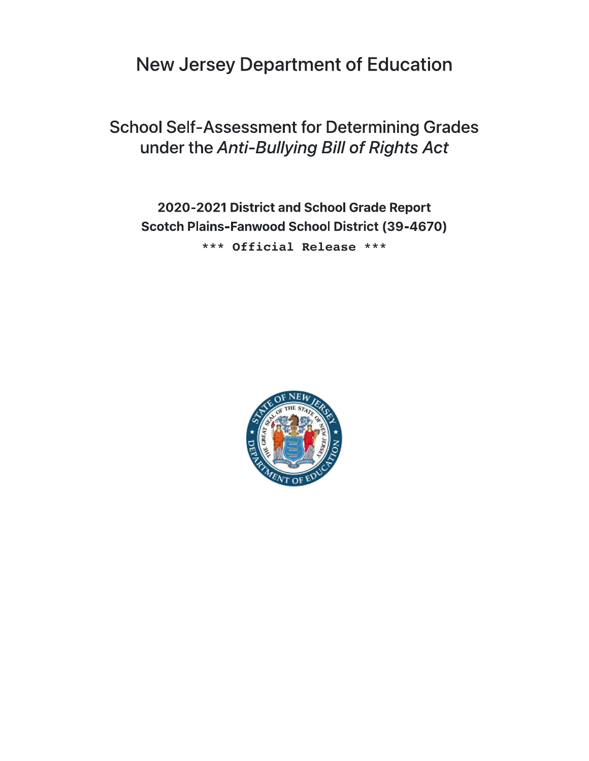# New Jersey Department of Education

## School Self-Assessment for Determining Grades under the *Anti-Bullying Bill of Rights Act*

**2020-2021 District and School Grade Report**
**Scotch Plains-Fanwood School District (39-4670)**

*** Official Release ***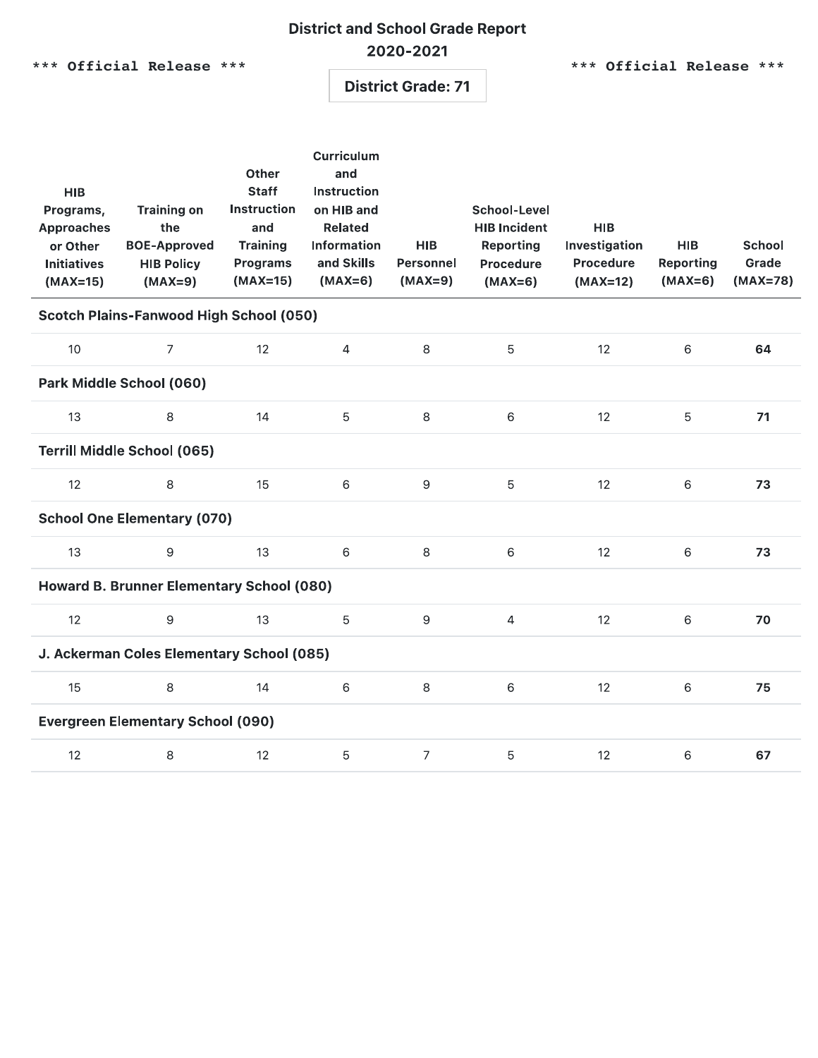# District and School Grade Report

## 2020-2021

\*\*\* Official Release \*\*\*

**District Grade: 71**

| HIB Programs, Approaches or Other Initiatives (MAX=15) | Training on the BOE-Approved HIB Policy (MAX=9) | Other Staff Instruction and Training Programs (MAX=15) | Curriculum and Instruction on HIB and Related Information and Skills (MAX=6) | HIB Personnel (MAX=9) | School-Level HIB Incident Reporting Procedure (MAX=6) | HIB Investigation Procedure (MAX=12) | HIB Reporting (MAX=6) | School Grade (MAX=78) |
|---|---|---|---|---|---|---|---|---|
| **Scotch Plains-Fanwood High School (050)** | | | | | | | | |
| 10 | 7 | 12 | 4 | 8 | 5 | 12 | 6 | **64** |
| **Park Middle School (060)** | | | | | | | | |
| 13 | 8 | 14 | 5 | 8 | 6 | 12 | 5 | **71** |
| **Terrill Middle School (065)** | | | | | | | | |
| 12 | 8 | 15 | 6 | 9 | 5 | 12 | 6 | **73** |
| **School One Elementary (070)** | | | | | | | | |
| 13 | 9 | 13 | 6 | 8 | 6 | 12 | 6 | **73** |
| **Howard B. Brunner Elementary School (080)** | | | | | | | | |
| 12 | 9 | 13 | 5 | 9 | 4 | 12 | 6 | **70** |
| **J. Ackerman Coles Elementary School (085)** | | | | | | | | |
| 15 | 8 | 14 | 6 | 8 | 6 | 12 | 6 | **75** |
| **Evergreen Elementary School (090)** | | | | | | | | |
| 12 | 8 | 12 | 5 | 7 | 5 | 12 | 6 | **67** |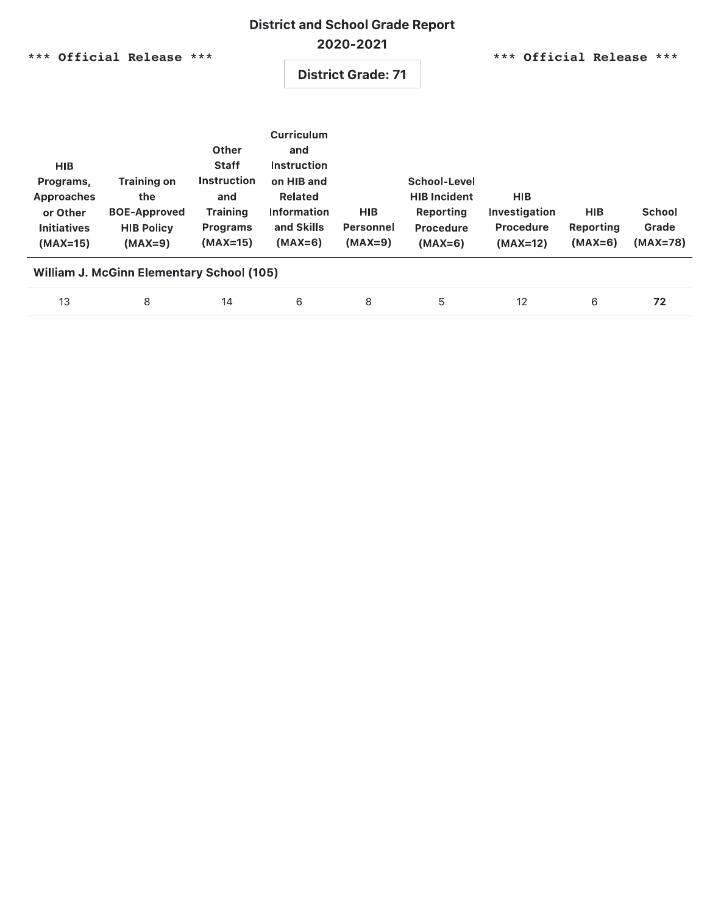# District and School Grade Report

## 2020-2021

\*\*\* Official Release \*\*\*

**District Grade: 71**

| HIB Programs, Approaches or Other Initiatives (MAX=15) | Training on the BOE-Approved HIB Policy (MAX=9) | Other Staff Instruction and Training Programs (MAX=15) | Curriculum and Instruction on HIB and Related Information and Skills (MAX=6) | HIB Personnel (MAX=9) | School-Level HIB Incident Reporting Procedure (MAX=6) | HIB Investigation Procedure (MAX=12) | HIB Reporting (MAX=6) | School Grade (MAX=78) |
|---|---|---|---|---|---|---|---|---|
| **William J. McGinn Elementary School (105)** | | | | | | | | |
| 13 | 8 | 14 | 6 | 8 | 5 | 12 | 6 | **72** |